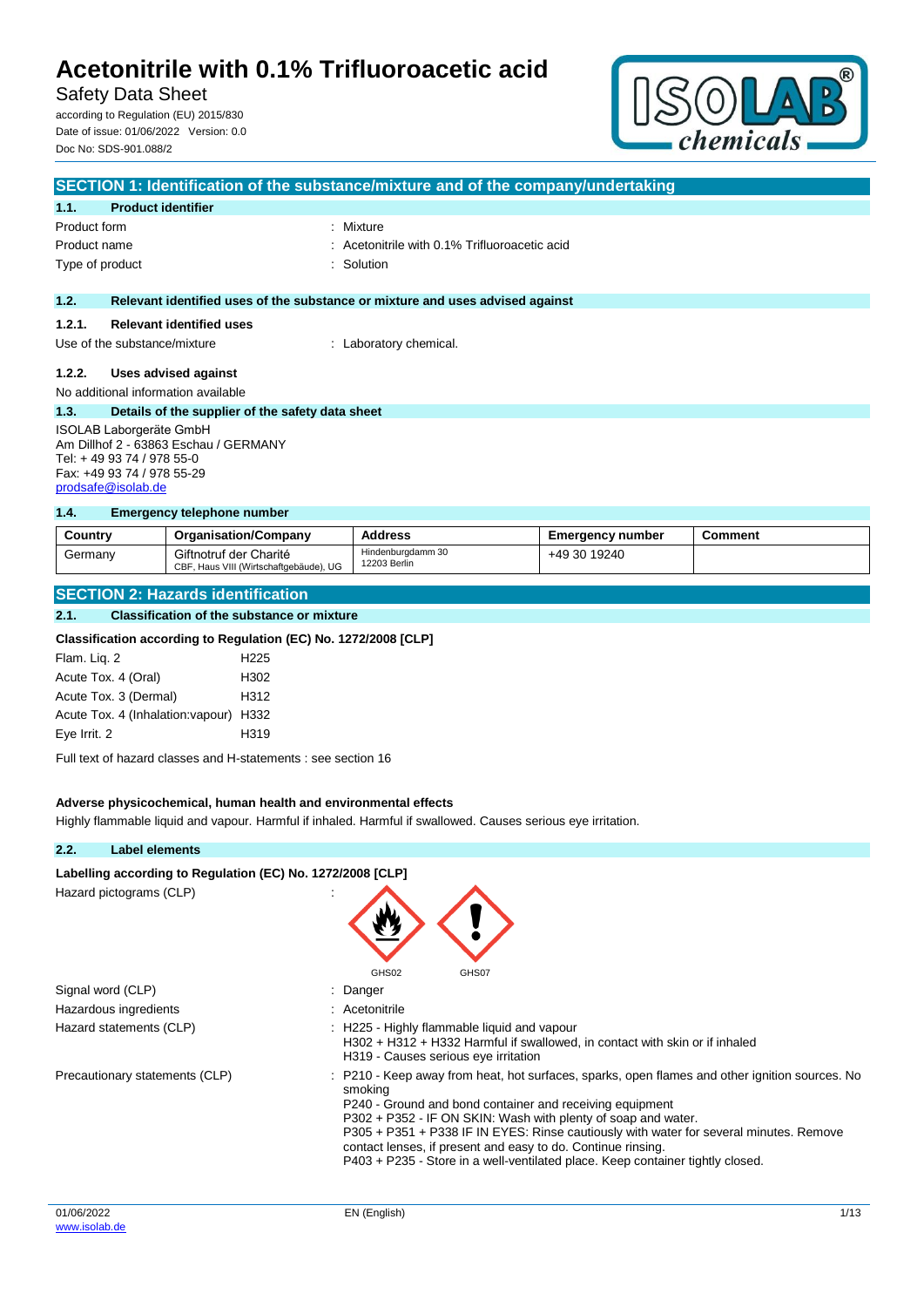# Acetonitrile with 0.1% Trifluoroacetic acid

Safety Data Sheet

according to Regulation (EU) 2015/830
Date of issue: 01/06/2022 Version: 0.0
Doc No: SDS-901.088/2

## SECTION 1: Identification of the substance/mixture and of the company/undertaking

### 1.1. Product identifier

Product form : Mixture
Product name : Acetonitrile with 0.1% Trifluoroacetic acid
Type of product : Solution

### 1.2. Relevant identified uses of the substance or mixture and uses advised against

#### 1.2.1. Relevant identified uses

Use of the substance/mixture : Laboratory chemical.

#### 1.2.2. Uses advised against

No additional information available

### 1.3. Details of the supplier of the safety data sheet

ISOLAB Laborgeräte GmbH
Am Dillhof 2 - 63863 Eschau / GERMANY
Tel: + 49 93 74 / 978 55-0
Fax: +49 93 74 / 978 55-29
prodsafe@isolab.de

### 1.4. Emergency telephone number

| Country | Organisation/Company | Address | Emergency number | Comment |
|---|---|---|---|---|
| Germany | Giftnotruf der Charité<br>CBF, Haus VIII (Wirtschaftgebäude), UG | Hindenburgdamm 30<br>12203 Berlin | +49 30 19240 | |

## SECTION 2: Hazards identification

### 2.1. Classification of the substance or mixture

**Classification according to Regulation (EC) No. 1272/2008 [CLP]**

Flam. Liq. 2 H225
Acute Tox. 4 (Oral) H302
Acute Tox. 3 (Dermal) H312
Acute Tox. 4 (Inhalation:vapour) H332
Eye Irrit. 2 H319

Full text of hazard classes and H-statements : see section 16

**Adverse physicochemical, human health and environmental effects**

Highly flammable liquid and vapour. Harmful if inhaled. Harmful if swallowed. Causes serious eye irritation.

### 2.2. Label elements

**Labelling according to Regulation (EC) No. 1272/2008 [CLP]**

Hazard pictograms (CLP) :

GHS02 GHS07

Signal word (CLP) : Danger

Hazardous ingredients : Acetonitrile

Hazard statements (CLP) : H225 - Highly flammable liquid and vapour
H302 + H312 + H332 Harmful if swallowed, in contact with skin or if inhaled
H319 - Causes serious eye irritation

Precautionary statements (CLP) : P210 - Keep away from heat, hot surfaces, sparks, open flames and other ignition sources. No smoking
P240 - Ground and bond container and receiving equipment
P302 + P352 - IF ON SKIN: Wash with plenty of soap and water.
P305 + P351 + P338 IF IN EYES: Rinse cautiously with water for several minutes. Remove contact lenses, if present and easy to do. Continue rinsing.
P403 + P235 - Store in a well-ventilated place. Keep container tightly closed.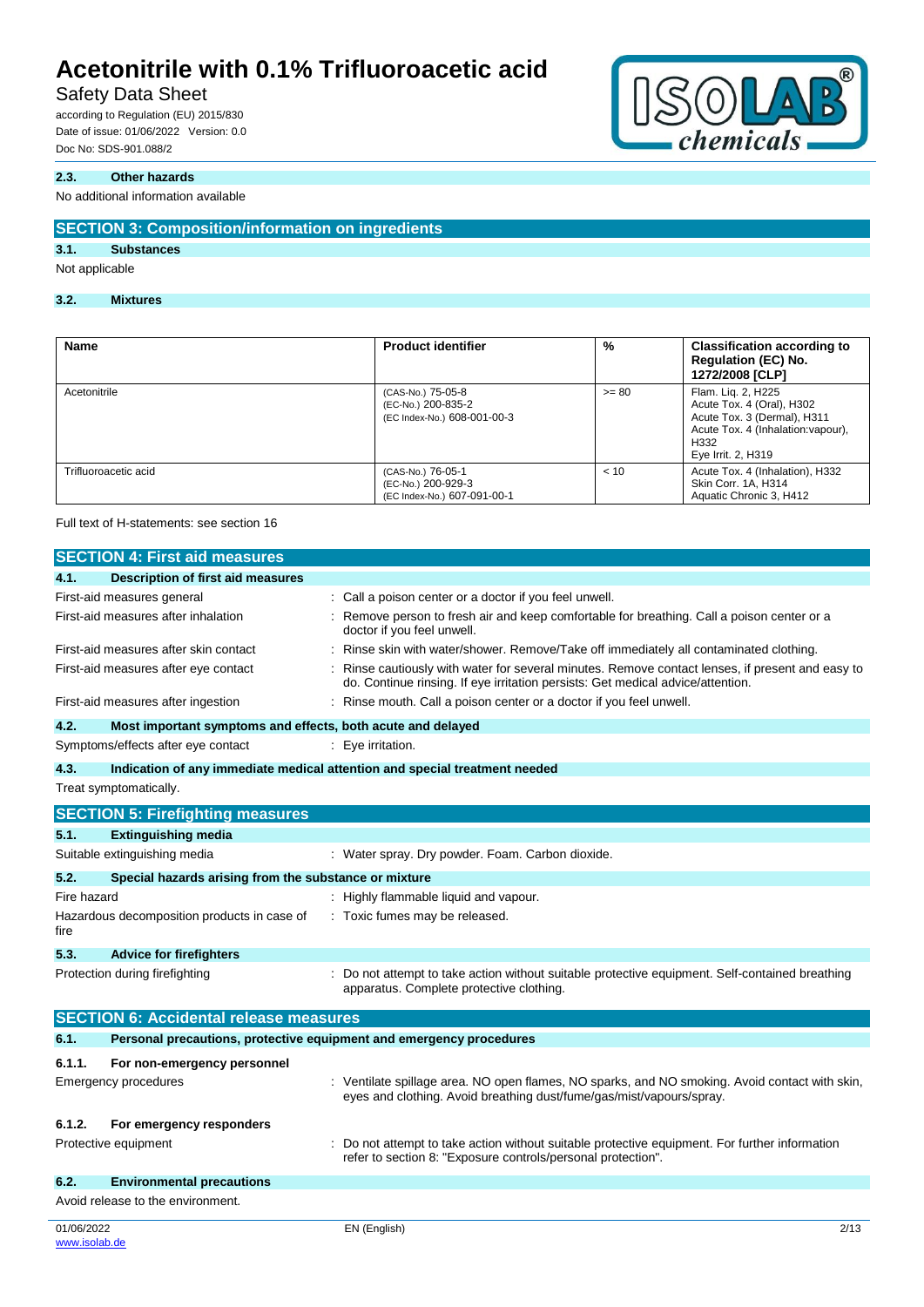### 2.3. Other hazards

No additional information available

## SECTION 3: Composition/information on ingredients

### 3.1. Substances

Not applicable

### 3.2. Mixtures

| Name | Product identifier | % | Classification according to Regulation (EC) No. 1272/2008 [CLP] |
|---|---|---|---|
| Acetonitrile | (CAS-No.) 75-05-8<br>(EC-No.) 200-835-2<br>(EC Index-No.) 608-001-00-3 | >= 80 | Flam. Liq. 2, H225<br>Acute Tox. 4 (Oral), H302<br>Acute Tox. 3 (Dermal), H311<br>Acute Tox. 4 (Inhalation:vapour), H332<br>Eye Irrit. 2, H319 |
| Trifluoroacetic acid | (CAS-No.) 76-05-1<br>(EC-No.) 200-929-3<br>(EC Index-No.) 607-091-00-1 | < 10 | Acute Tox. 4 (Inhalation), H332<br>Skin Corr. 1A, H314<br>Aquatic Chronic 3, H412 |

Full text of H-statements: see section 16

## SECTION 4: First aid measures

### 4.1. Description of first aid measures

First-aid measures general : Call a poison center or a doctor if you feel unwell.

First-aid measures after inhalation : Remove person to fresh air and keep comfortable for breathing. Call a poison center or a doctor if you feel unwell.

First-aid measures after skin contact : Rinse skin with water/shower. Remove/Take off immediately all contaminated clothing.

First-aid measures after eye contact : Rinse cautiously with water for several minutes. Remove contact lenses, if present and easy to do. Continue rinsing. If eye irritation persists: Get medical advice/attention.

First-aid measures after ingestion : Rinse mouth. Call a poison center or a doctor if you feel unwell.

### 4.2. Most important symptoms and effects, both acute and delayed

Symptoms/effects after eye contact : Eye irritation.

### 4.3. Indication of any immediate medical attention and special treatment needed

Treat symptomatically.

## SECTION 5: Firefighting measures

### 5.1. Extinguishing media

Suitable extinguishing media : Water spray. Dry powder. Foam. Carbon dioxide.

### 5.2. Special hazards arising from the substance or mixture

Fire hazard : Highly flammable liquid and vapour.

Hazardous decomposition products in case of fire : Toxic fumes may be released.

### 5.3. Advice for firefighters

Protection during firefighting : Do not attempt to take action without suitable protective equipment. Self-contained breathing apparatus. Complete protective clothing.

## SECTION 6: Accidental release measures

### 6.1. Personal precautions, protective equipment and emergency procedures

#### 6.1.1. For non-emergency personnel

Emergency procedures : Ventilate spillage area. NO open flames, NO sparks, and NO smoking. Avoid contact with skin, eyes and clothing. Avoid breathing dust/fume/gas/mist/vapours/spray.

#### 6.1.2. For emergency responders

Protective equipment : Do not attempt to take action without suitable protective equipment. For further information refer to section 8: "Exposure controls/personal protection".

### 6.2. Environmental precautions

Avoid release to the environment.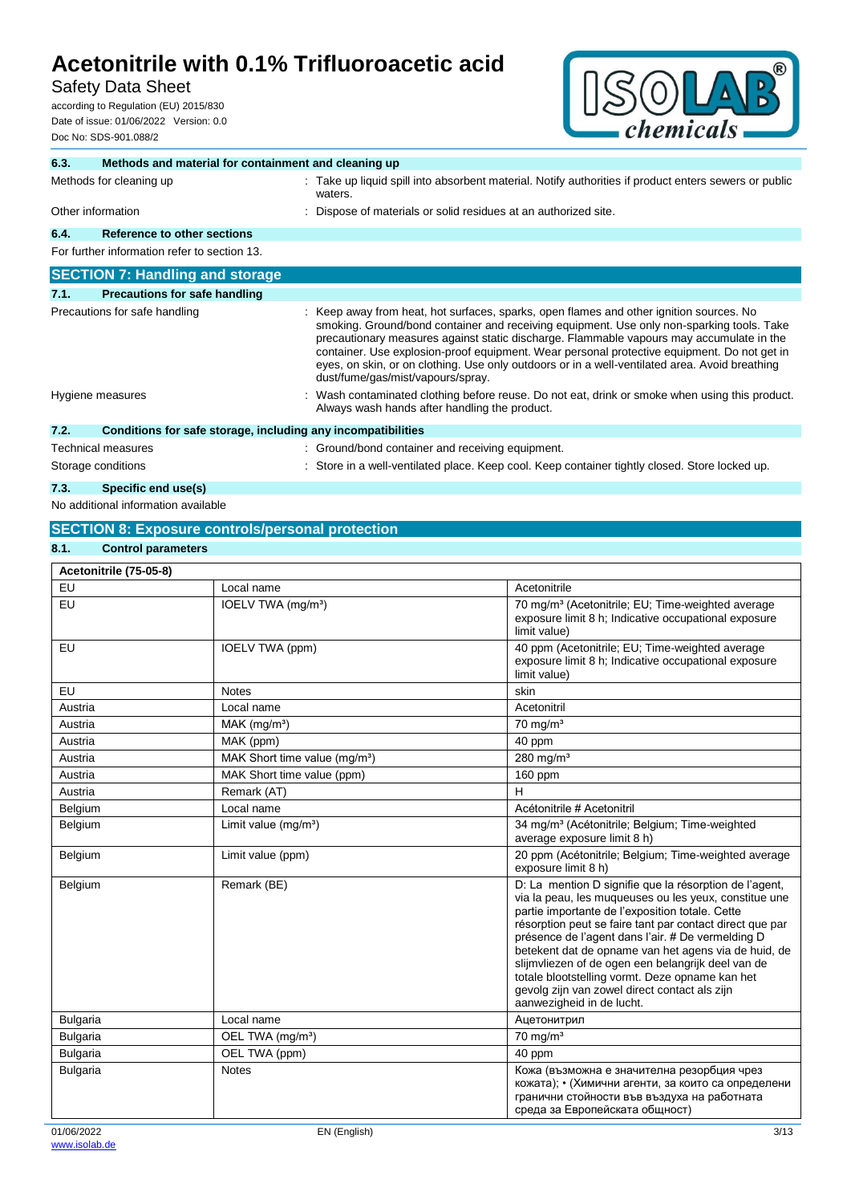### 6.3. Methods and material for containment and cleaning up

Methods for cleaning up : Take up liquid spill into absorbent material. Notify authorities if product enters sewers or public waters.

Other information : Dispose of materials or solid residues at an authorized site.

### 6.4. Reference to other sections

For further information refer to section 13.

## SECTION 7: Handling and storage

### 7.1. Precautions for safe handling

Precautions for safe handling : Keep away from heat, hot surfaces, sparks, open flames and other ignition sources. No smoking. Ground/bond container and receiving equipment. Use only non-sparking tools. Take precautionary measures against static discharge. Flammable vapours may accumulate in the container. Use explosion-proof equipment. Wear personal protective equipment. Do not get in eyes, on skin, or on clothing. Use only outdoors or in a well-ventilated area. Avoid breathing dust/fume/gas/mist/vapours/spray.

Hygiene measures : Wash contaminated clothing before reuse. Do not eat, drink or smoke when using this product. Always wash hands after handling the product.

### 7.2. Conditions for safe storage, including any incompatibilities

Technical measures : Ground/bond container and receiving equipment.

Storage conditions : Store in a well-ventilated place. Keep cool. Keep container tightly closed. Store locked up.

### 7.3. Specific end use(s)

No additional information available

## SECTION 8: Exposure controls/personal protection

### 8.1. Control parameters

| Acetonitrile (75-05-8) | | |
|---|---|---|
| EU | Local name | Acetonitrile |
| EU | IOELV TWA (mg/m³) | 70 mg/m³ (Acetonitrile; EU; Time-weighted average exposure limit 8 h; Indicative occupational exposure limit value) |
| EU | IOELV TWA (ppm) | 40 ppm (Acetonitrile; EU; Time-weighted average exposure limit 8 h; Indicative occupational exposure limit value) |
| EU | Notes | skin |
| Austria | Local name | Acetonitril |
| Austria | MAK (mg/m³) | 70 mg/m³ |
| Austria | MAK (ppm) | 40 ppm |
| Austria | MAK Short time value (mg/m³) | 280 mg/m³ |
| Austria | MAK Short time value (ppm) | 160 ppm |
| Austria | Remark (AT) | H |
| Belgium | Local name | Acétonitrile # Acetonitril |
| Belgium | Limit value (mg/m³) | 34 mg/m³ (Acétonitrile; Belgium; Time-weighted average exposure limit 8 h) |
| Belgium | Limit value (ppm) | 20 ppm (Acétonitrile; Belgium; Time-weighted average exposure limit 8 h) |
| Belgium | Remark (BE) | D: La mention D signifie que la résorption de l'agent, via la peau, les muqueuses ou les yeux, constitue une partie importante de l'exposition totale. Cette résorption peut se faire tant par contact direct que par présence de l'agent dans l'air. # De vermelding D betekent dat de opname van het agens via de huid, de slijmvliezen of de ogen een belangrijk deel van de totale blootstelling vormt. Deze opname kan het gevolg zijn van zowel direct contact als zijn aanwezigheid in de lucht. |
| Bulgaria | Local name | Ацетонитрил |
| Bulgaria | OEL TWA (mg/m³) | 70 mg/m³ |
| Bulgaria | OEL TWA (ppm) | 40 ppm |
| Bulgaria | Notes | Кожа (възможна е значителна резорбция чрез кожата); • (Химични агенти, за които са определени гранични стойности във въздуха на работната среда за Европейската общност) |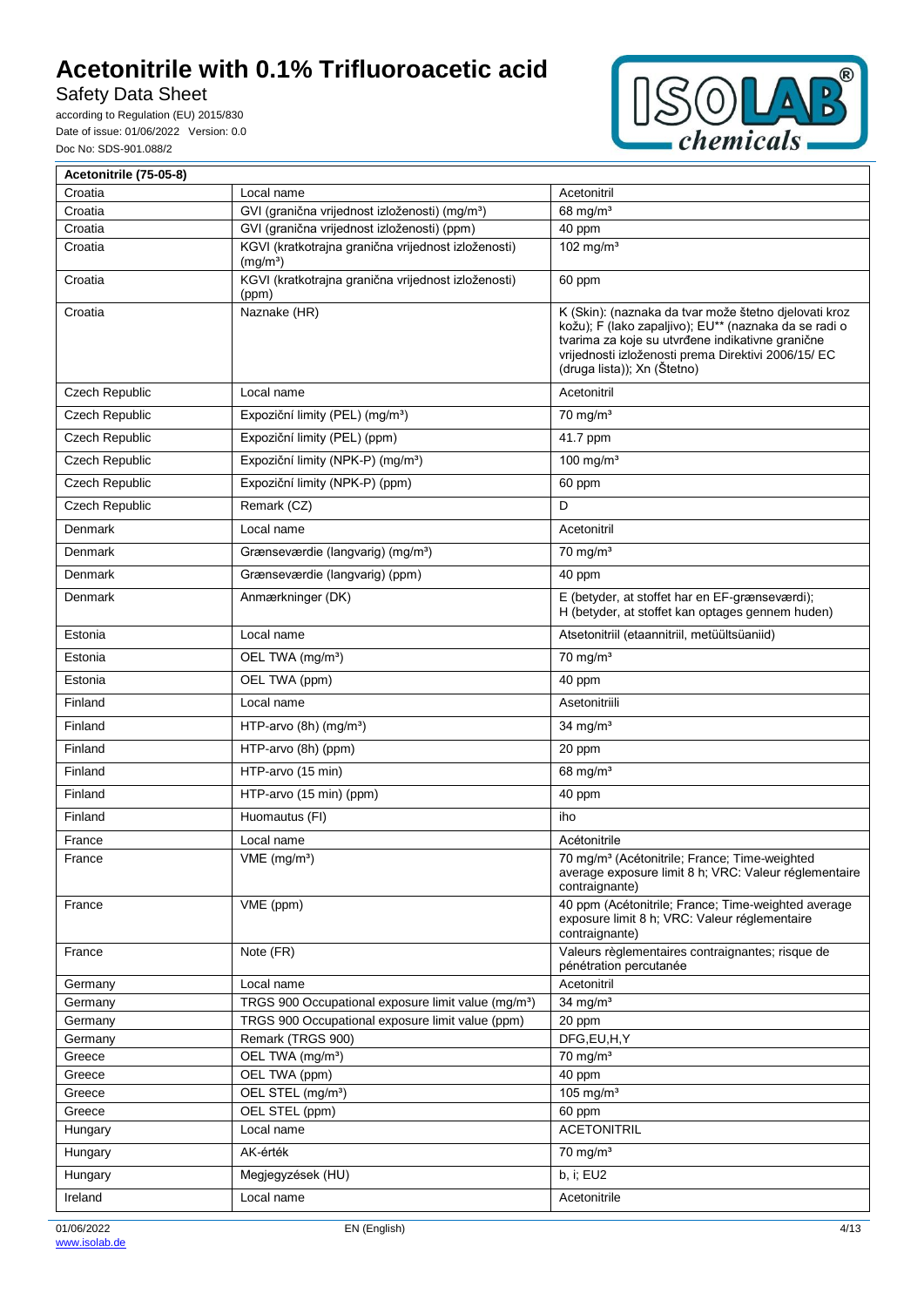| Acetonitrile (75-05-8) | | |
|---|---|---|
| Croatia | Local name | Acetonitril |
| Croatia | GVI (granična vrijednost izloženosti) (mg/m³) | 68 mg/m³ |
| Croatia | GVI (granična vrijednost izloženosti) (ppm) | 40 ppm |
| Croatia | KGVI (kratkotrajna granična vrijednost izloženosti) (mg/m³) | 102 mg/m³ |
| Croatia | KGVI (kratkotrajna granična vrijednost izloženosti) (ppm) | 60 ppm |
| Croatia | Naznake (HR) | K (Skin): (naznaka da tvar može štetno djelovati kroz kožu); F (lako zapaljivo); EU** (naznaka da se radi o tvarima za koje su utvrđene indikativne granične vrijednosti izloženosti prema Direktivi 2006/15/ EC (druga lista)); Xn (Štetno) |
| Czech Republic | Local name | Acetonitril |
| Czech Republic | Expoziční limity (PEL) (mg/m³) | 70 mg/m³ |
| Czech Republic | Expoziční limity (PEL) (ppm) | 41.7 ppm |
| Czech Republic | Expoziční limity (NPK-P) (mg/m³) | 100 mg/m³ |
| Czech Republic | Expoziční limity (NPK-P) (ppm) | 60 ppm |
| Czech Republic | Remark (CZ) | D |
| Denmark | Local name | Acetonitril |
| Denmark | Grænseværdie (langvarig) (mg/m³) | 70 mg/m³ |
| Denmark | Grænseværdie (langvarig) (ppm) | 40 ppm |
| Denmark | Anmærkninger (DK) | E (betyder, at stoffet har en EF-grænseværdi); H (betyder, at stoffet kan optages gennem huden) |
| Estonia | Local name | Atsetonitriil (etaannitriil, metüültsüaniid) |
| Estonia | OEL TWA (mg/m³) | 70 mg/m³ |
| Estonia | OEL TWA (ppm) | 40 ppm |
| Finland | Local name | Asetonitriili |
| Finland | HTP-arvo (8h) (mg/m³) | 34 mg/m³ |
| Finland | HTP-arvo (8h) (ppm) | 20 ppm |
| Finland | HTP-arvo (15 min) | 68 mg/m³ |
| Finland | HTP-arvo (15 min) (ppm) | 40 ppm |
| Finland | Huomautus (FI) | iho |
| France | Local name | Acétonitrile |
| France | VME (mg/m³) | 70 mg/m³ (Acétonitrile; France; Time-weighted average exposure limit 8 h; VRC: Valeur réglementaire contraignante) |
| France | VME (ppm) | 40 ppm (Acétonitrile; France; Time-weighted average exposure limit 8 h; VRC: Valeur réglementaire contraignante) |
| France | Note (FR) | Valeurs règlementaires contraignantes; risque de pénétration percutanée |
| Germany | Local name | Acetonitril |
| Germany | TRGS 900 Occupational exposure limit value (mg/m³) | 34 mg/m³ |
| Germany | TRGS 900 Occupational exposure limit value (ppm) | 20 ppm |
| Germany | Remark (TRGS 900) | DFG,EU,H,Y |
| Greece | OEL TWA (mg/m³) | 70 mg/m³ |
| Greece | OEL TWA (ppm) | 40 ppm |
| Greece | OEL STEL (mg/m³) | 105 mg/m³ |
| Greece | OEL STEL (ppm) | 60 ppm |
| Hungary | Local name | ACETONITRIL |
| Hungary | AK-érték | 70 mg/m³ |
| Hungary | Megjegyzések (HU) | b, i; EU2 |
| Ireland | Local name | Acetonitrile |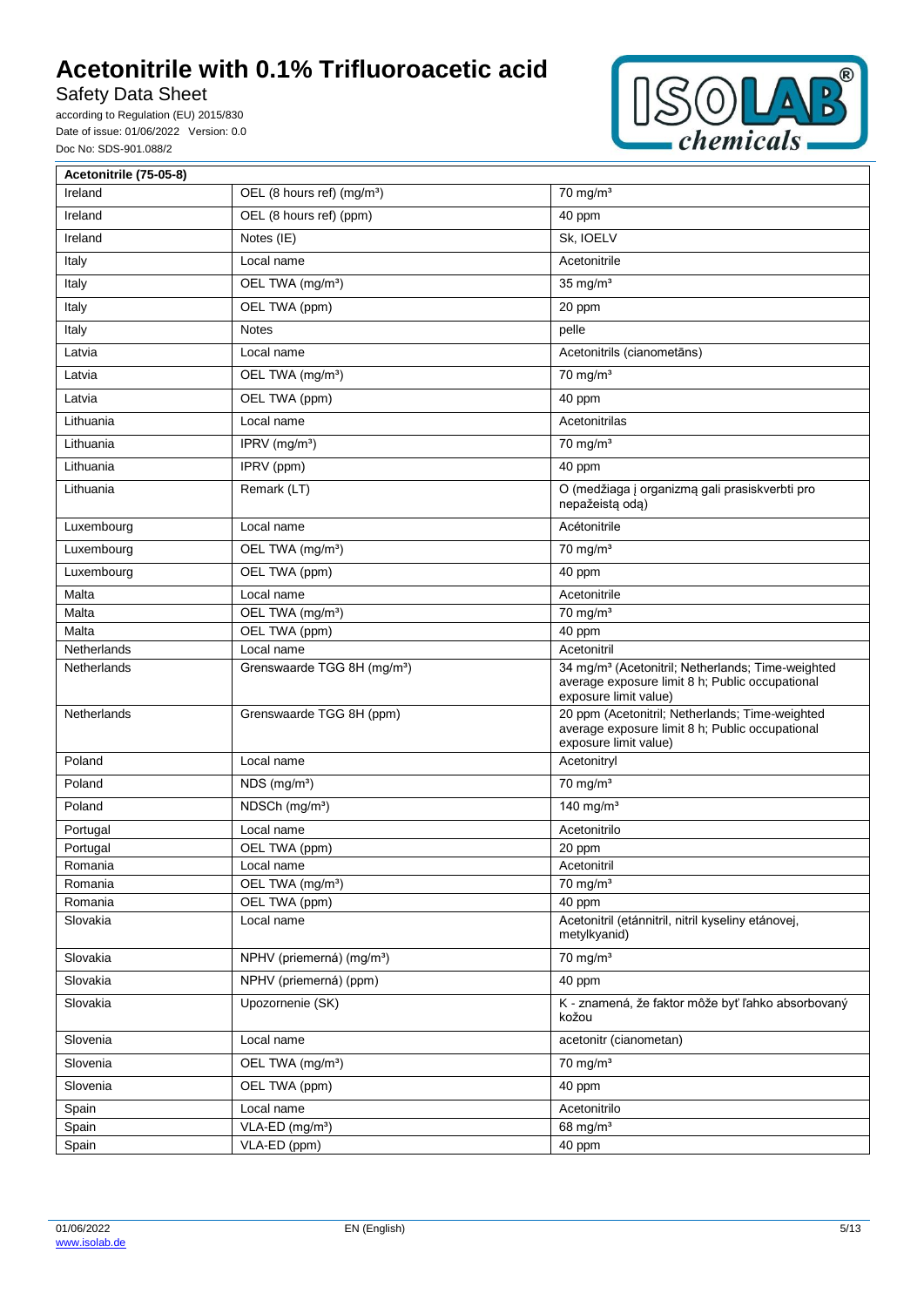| Acetonitrile (75-05-8) | | |
|---|---|---|
| Ireland | OEL (8 hours ref) (mg/m³) | 70 mg/m³ |
| Ireland | OEL (8 hours ref) (ppm) | 40 ppm |
| Ireland | Notes (IE) | Sk, IOELV |
| Italy | Local name | Acetonitrile |
| Italy | OEL TWA (mg/m³) | 35 mg/m³ |
| Italy | OEL TWA (ppm) | 20 ppm |
| Italy | Notes | pelle |
| Latvia | Local name | Acetonitrils (cianometāns) |
| Latvia | OEL TWA (mg/m³) | 70 mg/m³ |
| Latvia | OEL TWA (ppm) | 40 ppm |
| Lithuania | Local name | Acetonitrilas |
| Lithuania | IPRV (mg/m³) | 70 mg/m³ |
| Lithuania | IPRV (ppm) | 40 ppm |
| Lithuania | Remark (LT) | O (medžiaga į organizmą gali prasiskverbti pro nepažeistą odą) |
| Luxembourg | Local name | Acétonitrile |
| Luxembourg | OEL TWA (mg/m³) | 70 mg/m³ |
| Luxembourg | OEL TWA (ppm) | 40 ppm |
| Malta | Local name | Acetonitrile |
| Malta | OEL TWA (mg/m³) | 70 mg/m³ |
| Malta | OEL TWA (ppm) | 40 ppm |
| Netherlands | Local name | Acetonitril |
| Netherlands | Grenswaarde TGG 8H (mg/m³) | 34 mg/m³ (Acetonitril; Netherlands; Time-weighted average exposure limit 8 h; Public occupational exposure limit value) |
| Netherlands | Grenswaarde TGG 8H (ppm) | 20 ppm (Acetonitril; Netherlands; Time-weighted average exposure limit 8 h; Public occupational exposure limit value) |
| Poland | Local name | Acetonitryl |
| Poland | NDS (mg/m³) | 70 mg/m³ |
| Poland | NDSCh (mg/m³) | 140 mg/m³ |
| Portugal | Local name | Acetonitrilo |
| Portugal | OEL TWA (ppm) | 20 ppm |
| Romania | Local name | Acetonitril |
| Romania | OEL TWA (mg/m³) | 70 mg/m³ |
| Romania | OEL TWA (ppm) | 40 ppm |
| Slovakia | Local name | Acetonitril (etánnitril, nitril kyseliny etánovej, metylkyanid) |
| Slovakia | NPHV (priemerná) (mg/m³) | 70 mg/m³ |
| Slovakia | NPHV (priemerná) (ppm) | 40 ppm |
| Slovakia | Upozornenie (SK) | K - znamená, že faktor môže byť ľahko absorbovaný kožou |
| Slovenia | Local name | acetonitr (cianometan) |
| Slovenia | OEL TWA (mg/m³) | 70 mg/m³ |
| Slovenia | OEL TWA (ppm) | 40 ppm |
| Spain | Local name | Acetonitrilo |
| Spain | VLA-ED (mg/m³) | 68 mg/m³ |
| Spain | VLA-ED (ppm) | 40 ppm |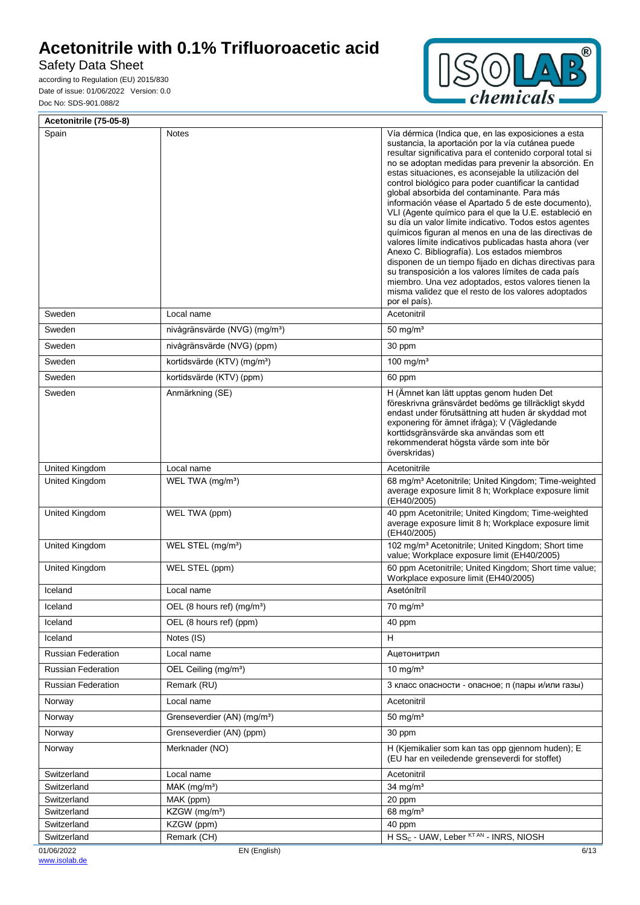| Acetonitrile (75-05-8) | | |
|---|---|---|
| Spain | Notes | Vía dérmica (Indica que, en las exposiciones a esta sustancia, la aportación por la vía cutánea puede resultar significativa para el contenido corporal total si no se adoptan medidas para prevenir la absorción. En estas situaciones, es aconsejable la utilización del control biológico para poder cuantificar la cantidad global absorbida del contaminante. Para más información véase el Apartado 5 de este documento), VLI (Agente químico para el que la U.E. estableció en su día un valor límite indicativo. Todos estos agentes químicos figuran al menos en una de las directivas de valores límite indicativos publicadas hasta ahora (ver Anexo C. Bibliografía). Los estados miembros disponen de un tiempo fijado en dichas directivas para su transposición a los valores límites de cada país miembro. Una vez adoptados, estos valores tienen la misma validez que el resto de los valores adoptados por el país). |
| Sweden | Local name | Acetonitril |
| Sweden | nivågränsvärde (NVG) (mg/m³) | 50 mg/m³ |
| Sweden | nivågränsvärde (NVG) (ppm) | 30 ppm |
| Sweden | kortidsvärde (KTV) (mg/m³) | 100 mg/m³ |
| Sweden | kortidsvärde (KTV) (ppm) | 60 ppm |
| Sweden | Anmärkning (SE) | H (Ämnet kan lätt upptas genom huden Det föreskrivna gränsvärdet bedöms ge tillräckligt skydd endast under förutsättning att huden är skyddad mot exponering för ämnet ifråga); V (Vägledande korttidsgränsvärde ska användas som ett rekommenderat högsta värde som inte bör överskridas) |
| United Kingdom | Local name | Acetonitrile |
| United Kingdom | WEL TWA (mg/m³) | 68 mg/m³ Acetonitrile; United Kingdom; Time-weighted average exposure limit 8 h; Workplace exposure limit (EH40/2005) |
| United Kingdom | WEL TWA (ppm) | 40 ppm Acetonitrile; United Kingdom; Time-weighted average exposure limit 8 h; Workplace exposure limit (EH40/2005) |
| United Kingdom | WEL STEL (mg/m³) | 102 mg/m³ Acetonitrile; United Kingdom; Short time value; Workplace exposure limit (EH40/2005) |
| United Kingdom | WEL STEL (ppm) | 60 ppm Acetonitrile; United Kingdom; Short time value; Workplace exposure limit (EH40/2005) |
| Iceland | Local name | Asetónítríl |
| Iceland | OEL (8 hours ref) (mg/m³) | 70 mg/m³ |
| Iceland | OEL (8 hours ref) (ppm) | 40 ppm |
| Iceland | Notes (IS) | H |
| Russian Federation | Local name | Ацетонитрил |
| Russian Federation | OEL Ceiling (mg/m³) | 10 mg/m³ |
| Russian Federation | Remark (RU) | 3 класс опасности - опасное; п (пары и/или газы) |
| Norway | Local name | Acetonitril |
| Norway | Grenseverdier (AN) (mg/m³) | 50 mg/m³ |
| Norway | Grenseverdier (AN) (ppm) | 30 ppm |
| Norway | Merknader (NO) | H (Kjemikalier som kan tas opp gjennom huden); E (EU har en veiledende grenseverdi for stoffet) |
| Switzerland | Local name | Acetonitril |
| Switzerland | MAK (mg/m³) | 34 mg/m³ |
| Switzerland | MAK (ppm) | 20 ppm |
| Switzerland | KZGW (mg/m³) | 68 mg/m³ |
| Switzerland | KZGW (ppm) | 40 ppm |
| Switzerland | Remark (CH) | H $SS_C$ - UAW, Leber $^{KT\ AN}$ - INRS, NIOSH |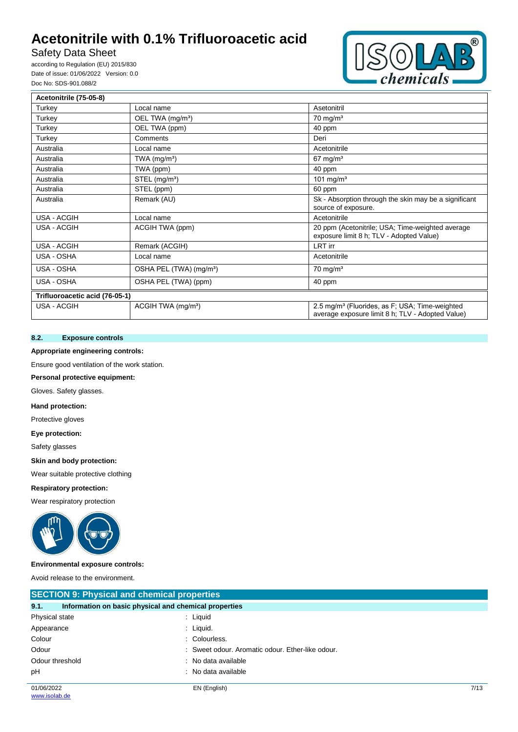| Acetonitrile (75-05-8) | | |
| --- | --- | --- |
| Turkey | Local name | Asetonitril |
| Turkey | OEL TWA (mg/m³) | 70 mg/m³ |
| Turkey | OEL TWA (ppm) | 40 ppm |
| Turkey | Comments | Deri |
| Australia | Local name | Acetonitrile |
| Australia | TWA (mg/m³) | 67 mg/m³ |
| Australia | TWA (ppm) | 40 ppm |
| Australia | STEL (mg/m³) | 101 mg/m³ |
| Australia | STEL (ppm) | 60 ppm |
| Australia | Remark (AU) | Sk - Absorption through the skin may be a significant source of exposure. |
| USA - ACGIH | Local name | Acetonitrile |
| USA - ACGIH | ACGIH TWA (ppm) | 20 ppm (Acetonitrile; USA; Time-weighted average exposure limit 8 h; TLV - Adopted Value) |
| USA - ACGIH | Remark (ACGIH) | LRT irr |
| USA - OSHA | Local name | Acetonitrile |
| USA - OSHA | OSHA PEL (TWA) (mg/m³) | 70 mg/m³ |
| USA - OSHA | OSHA PEL (TWA) (ppm) | 40 ppm |
| **Trifluoroacetic acid (76-05-1)** | | |
| USA - ACGIH | ACGIH TWA (mg/m³) | 2.5 mg/m³ (Fluorides, as F; USA; Time-weighted average exposure limit 8 h; TLV - Adopted Value) |

### 8.2. Exposure controls

**Appropriate engineering controls:**

Ensure good ventilation of the work station.

**Personal protective equipment:**

Gloves. Safety glasses.

**Hand protection:**

Protective gloves

**Eye protection:**

Safety glasses

**Skin and body protection:**

Wear suitable protective clothing

**Respiratory protection:**

Wear respiratory protection

**Environmental exposure controls:**

Avoid release to the environment.

## SECTION 9: Physical and chemical properties

### 9.1. Information on basic physical and chemical properties

| | |
| --- | --- |
| Physical state | : Liquid |
| Appearance | : Liquid. |
| Colour | : Colourless. |
| Odour | : Sweet odour. Aromatic odour. Ether-like odour. |
| Odour threshold | : No data available |
| pH | : No data available |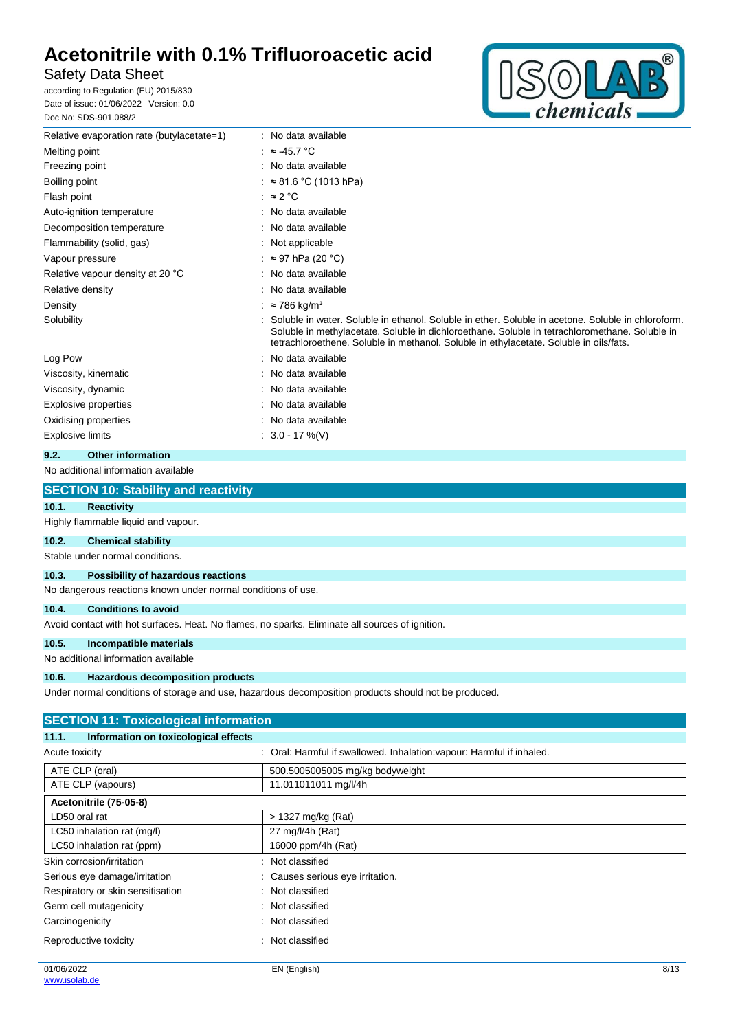| | |
|---|---|
| Relative evaporation rate (butylacetate=1) | : No data available |
| Melting point | : ≈ -45.7 °C |
| Freezing point | : No data available |
| Boiling point | : ≈ 81.6 °C (1013 hPa) |
| Flash point | : ≈ 2 °C |
| Auto-ignition temperature | : No data available |
| Decomposition temperature | : No data available |
| Flammability (solid, gas) | : Not applicable |
| Vapour pressure | : ≈ 97 hPa (20 °C) |
| Relative vapour density at 20 °C | : No data available |
| Relative density | : No data available |
| Density | : ≈ 786 kg/m³ |
| Solubility | : Soluble in water. Soluble in ethanol. Soluble in ether. Soluble in acetone. Soluble in chloroform. Soluble in methylacetate. Soluble in dichloroethane. Soluble in tetrachloromethane. Soluble in tetrachloroethene. Soluble in methanol. Soluble in ethylacetate. Soluble in oils/fats. |
| Log Pow | : No data available |
| Viscosity, kinematic | : No data available |
| Viscosity, dynamic | : No data available |
| Explosive properties | : No data available |
| Oxidising properties | : No data available |
| Explosive limits | : 3.0 - 17 %(V) |

### 9.2. Other information

No additional information available

## SECTION 10: Stability and reactivity

### 10.1. Reactivity

Highly flammable liquid and vapour.

### 10.2. Chemical stability

Stable under normal conditions.

### 10.3. Possibility of hazardous reactions

No dangerous reactions known under normal conditions of use.

### 10.4. Conditions to avoid

Avoid contact with hot surfaces. Heat. No flames, no sparks. Eliminate all sources of ignition.

### 10.5. Incompatible materials

No additional information available

### 10.6. Hazardous decomposition products

Under normal conditions of storage and use, hazardous decomposition products should not be produced.

## SECTION 11: Toxicological information

### 11.1. Information on toxicological effects

Acute toxicity : Oral: Harmful if swallowed. Inhalation:vapour: Harmful if inhaled.

| | |
|---|---|
| ATE CLP (oral) | 500.5005005005 mg/kg bodyweight |
| ATE CLP (vapours) | 11.011011011 mg/l/4h |

| **Acetonitrile (75-05-8)** | |
|---|---|
| LD50 oral rat | > 1327 mg/kg (Rat) |
| LC50 inhalation rat (mg/l) | 27 mg/l/4h (Rat) |
| LC50 inhalation rat (ppm) | 16000 ppm/4h (Rat) |

| | |
|---|---|
| Skin corrosion/irritation | : Not classified |
| Serious eye damage/irritation | : Causes serious eye irritation. |
| Respiratory or skin sensitisation | : Not classified |
| Germ cell mutagenicity | : Not classified |
| Carcinogenicity | : Not classified |
| Reproductive toxicity | : Not classified |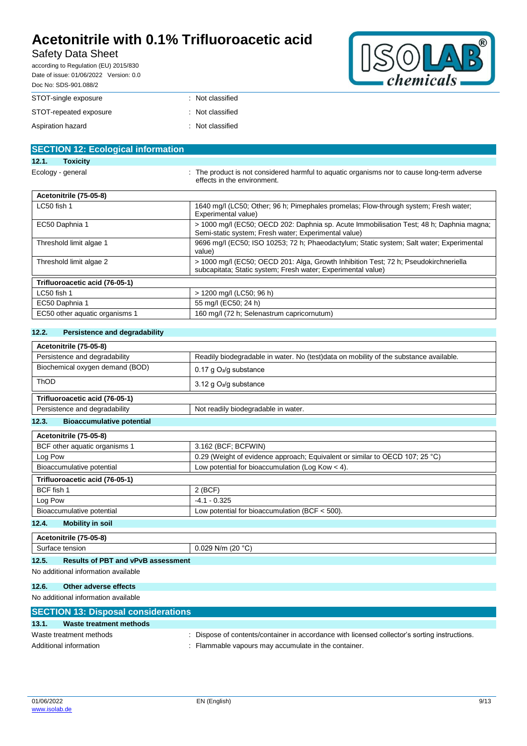| | |
|---|---|
| STOT-single exposure | : Not classified |
| STOT-repeated exposure | : Not classified |
| Aspiration hazard | : Not classified |

## SECTION 12: Ecological information

### 12.1. Toxicity

Ecology - general : The product is not considered harmful to aquatic organisms nor to cause long-term adverse effects in the environment.

| **Acetonitrile (75-05-8)** | |
|---|---|
| LC50 fish 1 | 1640 mg/l (LC50; Other; 96 h; Pimephales promelas; Flow-through system; Fresh water; Experimental value) |
| EC50 Daphnia 1 | > 1000 mg/l (EC50; OECD 202: Daphnia sp. Acute Immobilisation Test; 48 h; Daphnia magna; Semi-static system; Fresh water; Experimental value) |
| Threshold limit algae 1 | 9696 mg/l (EC50; ISO 10253; 72 h; Phaeodactylum; Static system; Salt water; Experimental value) |
| Threshold limit algae 2 | > 1000 mg/l (EC50; OECD 201: Alga, Growth Inhibition Test; 72 h; Pseudokirchneriella subcapitata; Static system; Fresh water; Experimental value) |

| **Trifluoroacetic acid (76-05-1)** | |
|---|---|
| LC50 fish 1 | > 1200 mg/l (LC50; 96 h) |
| EC50 Daphnia 1 | 55 mg/l (EC50; 24 h) |
| EC50 other aquatic organisms 1 | 160 mg/l (72 h; Selenastrum capricornutum) |

### 12.2. Persistence and degradability

| **Acetonitrile (75-05-8)** | |
|---|---|
| Persistence and degradability | Readily biodegradable in water. No (test)data on mobility of the substance available. |
| Biochemical oxygen demand (BOD) | 0.17 g $O_2$/g substance |
| ThOD | 3.12 g $O_2$/g substance |

| **Trifluoroacetic acid (76-05-1)** | |
|---|---|
| Persistence and degradability | Not readily biodegradable in water. |

### 12.3. Bioaccumulative potential

| **Acetonitrile (75-05-8)** | |
|---|---|
| BCF other aquatic organisms 1 | 3.162 (BCF; BCFWIN) |
| Log Pow | 0.29 (Weight of evidence approach; Equivalent or similar to OECD 107; 25 °C) |
| Bioaccumulative potential | Low potential for bioaccumulation (Log Kow < 4). |

| **Trifluoroacetic acid (76-05-1)** | |
|---|---|
| BCF fish 1 | 2 (BCF) |
| Log Pow | -4.1 - 0.325 |
| Bioaccumulative potential | Low potential for bioaccumulation (BCF < 500). |

### 12.4. Mobility in soil

| **Acetonitrile (75-05-8)** | |
|---|---|
| Surface tension | 0.029 N/m (20 °C) |

### 12.5. Results of PBT and vPvB assessment

No additional information available

### 12.6. Other adverse effects

No additional information available

## SECTION 13: Disposal considerations

### 13.1. Waste treatment methods

| | |
|---|---|
| Waste treatment methods | : Dispose of contents/container in accordance with licensed collector's sorting instructions. |
| Additional information | : Flammable vapours may accumulate in the container. |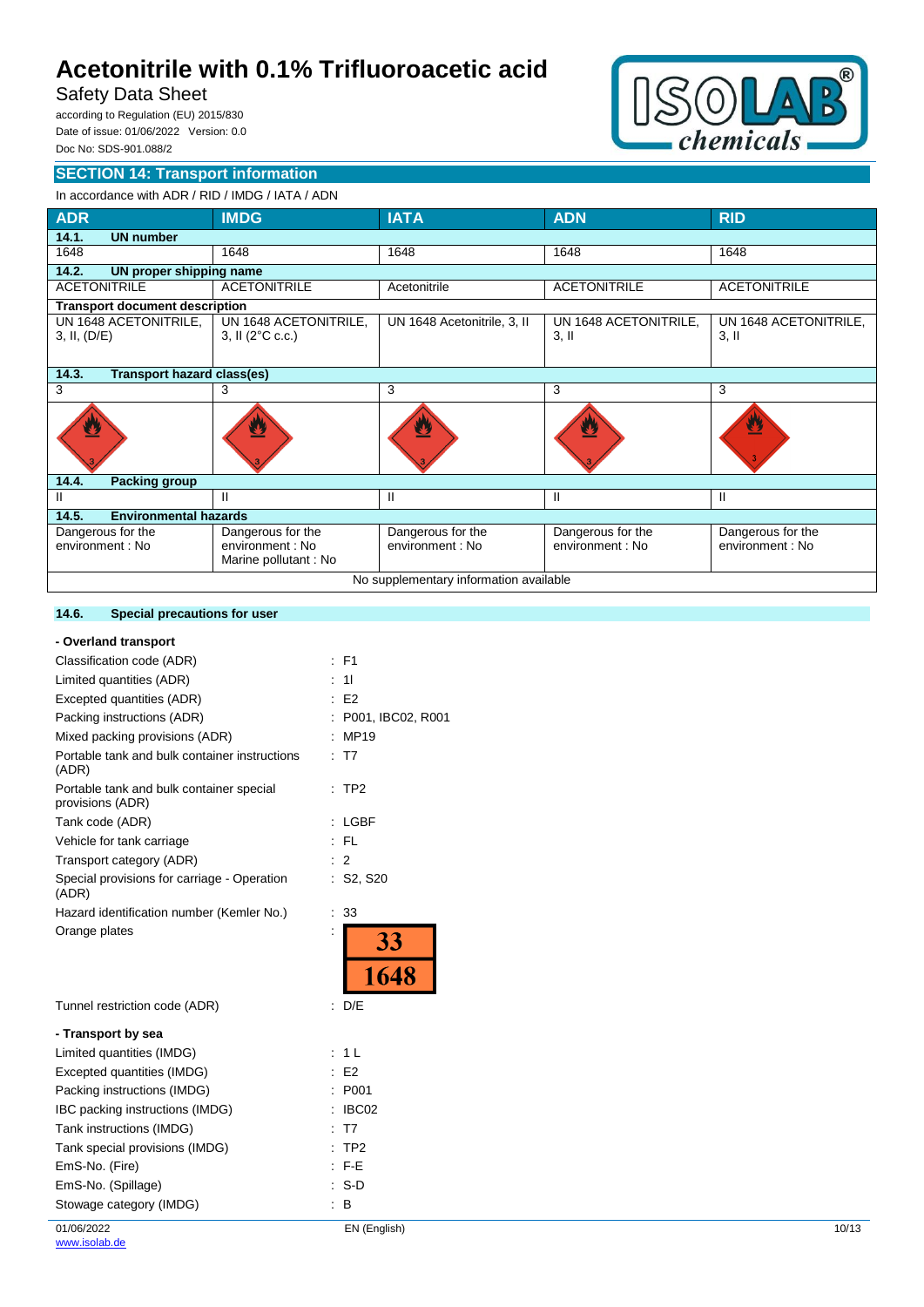## SECTION 14: Transport information

In accordance with ADR / RID / IMDG / IATA / ADN

| ADR | IMDG | IATA | ADN | RID |
|---|---|---|---|---|
| **14.1. UN number** | | | | |
| 1648 | 1648 | 1648 | 1648 | 1648 |
| **14.2. UN proper shipping name** | | | | |
| ACETONITRILE | ACETONITRILE | Acetonitrile | ACETONITRILE | ACETONITRILE |
| **Transport document description** | | | | |
| UN 1648 ACETONITRILE, 3, II, (D/E) | UN 1648 ACETONITRILE, 3, II (2°C c.c.) | UN 1648 Acetonitrile, 3, II | UN 1648 ACETONITRILE, 3, II | UN 1648 ACETONITRILE, 3, II |
| **14.3. Transport hazard class(es)** | | | | |
| 3 | 3 | 3 | 3 | 3 |
| **14.4. Packing group** | | | | |
| II | II | II | II | II |
| **14.5. Environmental hazards** | | | | |
| Dangerous for the environment : No | Dangerous for the environment : No<br>Marine pollutant : No | Dangerous for the environment : No | Dangerous for the environment : No | Dangerous for the environment : No |
| No supplementary information available | | | | |

### 14.6. Special precautions for user

**- Overland transport**

| | |
|---|---|
| Classification code (ADR) | : F1 |
| Limited quantities (ADR) | : 1l |
| Excepted quantities (ADR) | : E2 |
| Packing instructions (ADR) | : P001, IBC02, R001 |
| Mixed packing provisions (ADR) | : MP19 |
| Portable tank and bulk container instructions (ADR) | : T7 |
| Portable tank and bulk container special provisions (ADR) | : TP2 |
| Tank code (ADR) | : LGBF |
| Vehicle for tank carriage | : FL |
| Transport category (ADR) | : 2 |
| Special provisions for carriage - Operation (ADR) | : S2, S20 |
| Hazard identification number (Kemler No.) | : 33 |
| Orange plates | : 33 / 1648 |
| Tunnel restriction code (ADR) | : D/E |

**- Transport by sea**

| | |
|---|---|
| Limited quantities (IMDG) | : 1 L |
| Excepted quantities (IMDG) | : E2 |
| Packing instructions (IMDG) | : P001 |
| IBC packing instructions (IMDG) | : IBC02 |
| Tank instructions (IMDG) | : T7 |
| Tank special provisions (IMDG) | : TP2 |
| EmS-No. (Fire) | : F-E |
| EmS-No. (Spillage) | : S-D |
| Stowage category (IMDG) | : B |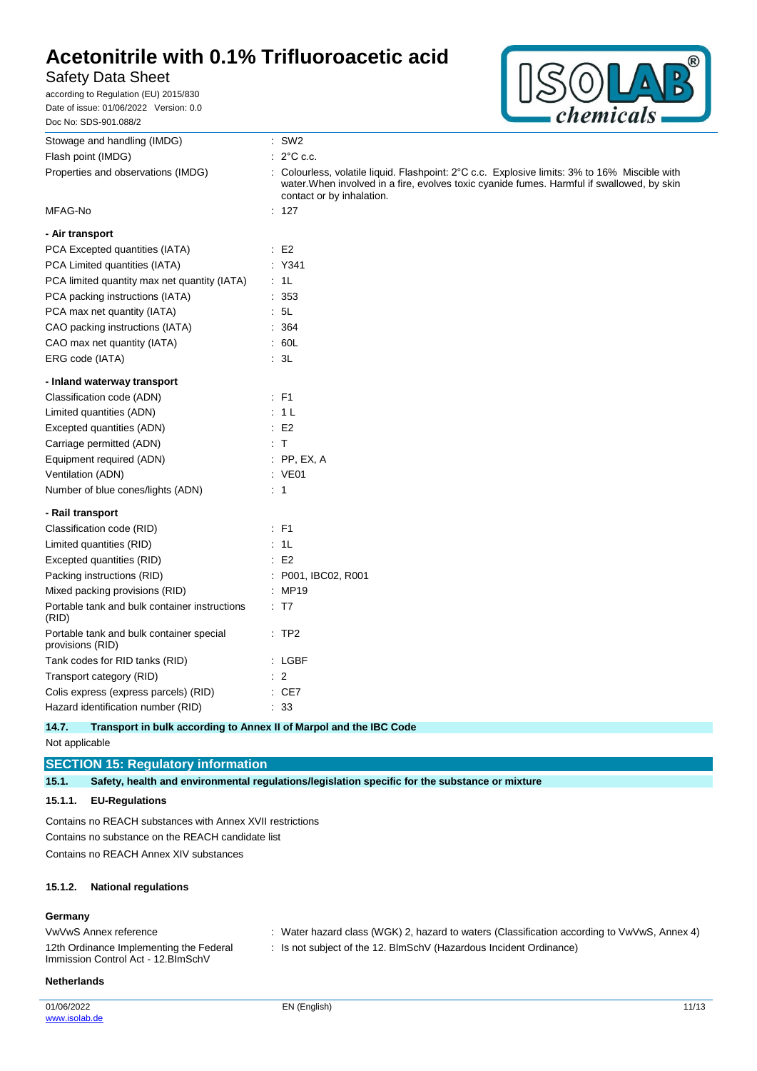| | |
|---|---|
| Stowage and handling (IMDG) | : SW2 |
| Flash point (IMDG) | : 2°C c.c. |
| Properties and observations (IMDG) | : Colourless, volatile liquid. Flashpoint: 2°C c.c. Explosive limits: 3% to 16% Miscible with water.When involved in a fire, evolves toxic cyanide fumes. Harmful if swallowed, by skin contact or by inhalation. |
| MFAG-No | : 127 |

**- Air transport**

| | |
|---|---|
| PCA Excepted quantities (IATA) | : E2 |
| PCA Limited quantities (IATA) | : Y341 |
| PCA limited quantity max net quantity (IATA) | : 1L |
| PCA packing instructions (IATA) | : 353 |
| PCA max net quantity (IATA) | : 5L |
| CAO packing instructions (IATA) | : 364 |
| CAO max net quantity (IATA) | : 60L |
| ERG code (IATA) | : 3L |

**- Inland waterway transport**

| | |
|---|---|
| Classification code (ADN) | : F1 |
| Limited quantities (ADN) | : 1 L |
| Excepted quantities (ADN) | : E2 |
| Carriage permitted (ADN) | : T |
| Equipment required (ADN) | : PP, EX, A |
| Ventilation (ADN) | : VE01 |
| Number of blue cones/lights (ADN) | : 1 |

**- Rail transport**

| | |
|---|---|
| Classification code (RID) | : F1 |
| Limited quantities (RID) | : 1L |
| Excepted quantities (RID) | : E2 |
| Packing instructions (RID) | : P001, IBC02, R001 |
| Mixed packing provisions (RID) | : MP19 |
| Portable tank and bulk container instructions (RID) | : T7 |
| Portable tank and bulk container special provisions (RID) | : TP2 |
| Tank codes for RID tanks (RID) | : LGBF |
| Transport category (RID) | : 2 |
| Colis express (express parcels) (RID) | : CE7 |
| Hazard identification number (RID) | : 33 |

### 14.7. Transport in bulk according to Annex II of Marpol and the IBC Code

Not applicable

## SECTION 15: Regulatory information

### 15.1. Safety, health and environmental regulations/legislation specific for the substance or mixture

#### 15.1.1. EU-Regulations

Contains no REACH substances with Annex XVII restrictions

Contains no substance on the REACH candidate list

Contains no REACH Annex XIV substances

#### 15.1.2. National regulations

**Germany**

| | |
|---|---|
| VwVwS Annex reference | : Water hazard class (WGK) 2, hazard to waters (Classification according to VwVwS, Annex 4) |
| 12th Ordinance Implementing the Federal Immission Control Act - 12.BImSchV | : Is not subject of the 12. BlmSchV (Hazardous Incident Ordinance) |

**Netherlands**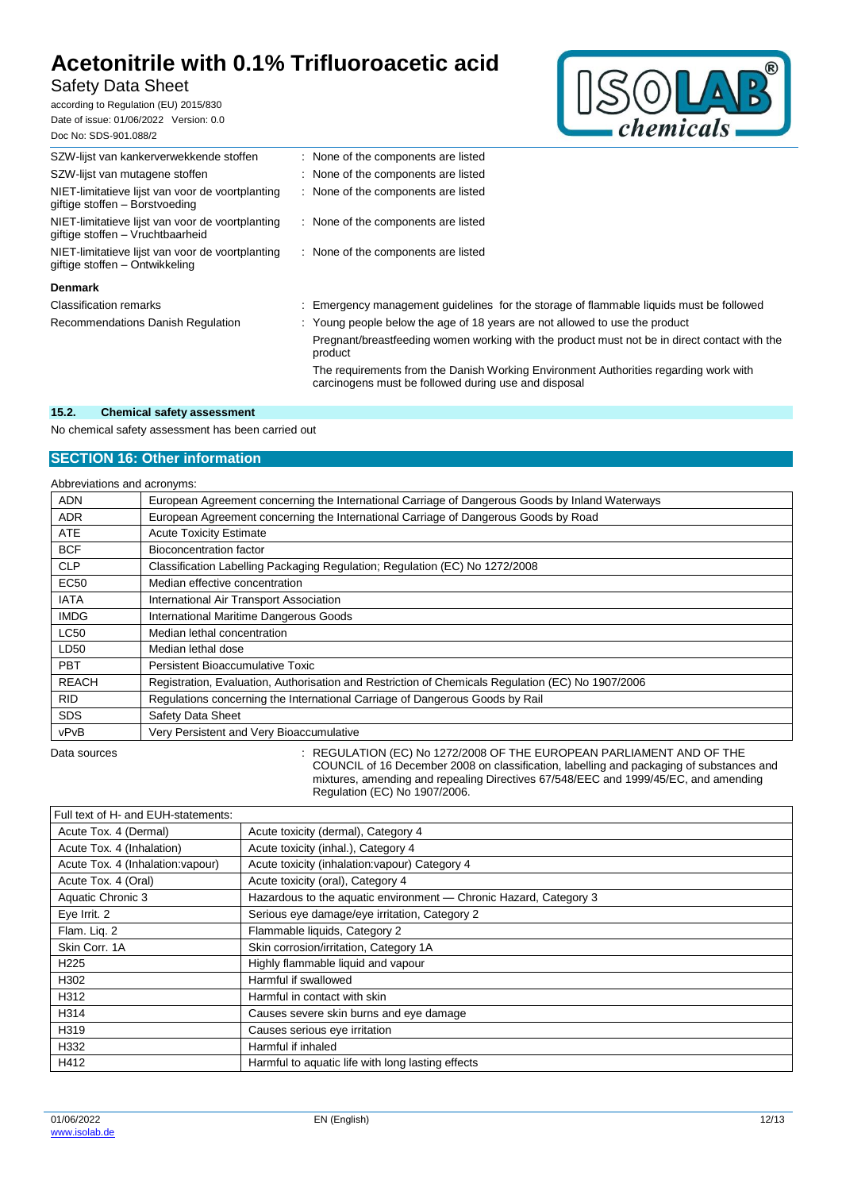| | |
|---|---|
| SZW-lijst van kankerverwekkende stoffen | : None of the components are listed |
| SZW-lijst van mutagene stoffen | : None of the components are listed |
| NIET-limitatieve lijst van voor de voortplanting giftige stoffen – Borstvoeding | : None of the components are listed |
| NIET-limitatieve lijst van voor de voortplanting giftige stoffen – Vruchtbaarheid | : None of the components are listed |
| NIET-limitatieve lijst van voor de voortplanting giftige stoffen – Ontwikkeling | : None of the components are listed |

**Denmark**

| | |
|---|---|
| Classification remarks | : Emergency management guidelines for the storage of flammable liquids must be followed |
| Recommendations Danish Regulation | : Young people below the age of 18 years are not allowed to use the product<br>Pregnant/breastfeeding women working with the product must not be in direct contact with the product<br>The requirements from the Danish Working Environment Authorities regarding work with carcinogens must be followed during use and disposal |

### 15.2. Chemical safety assessment

No chemical safety assessment has been carried out

## SECTION 16: Other information

Abbreviations and acronyms:

| | |
|---|---|
| ADN | European Agreement concerning the International Carriage of Dangerous Goods by Inland Waterways |
| ADR | European Agreement concerning the International Carriage of Dangerous Goods by Road |
| ATE | Acute Toxicity Estimate |
| BCF | Bioconcentration factor |
| CLP | Classification Labelling Packaging Regulation; Regulation (EC) No 1272/2008 |
| EC50 | Median effective concentration |
| IATA | International Air Transport Association |
| IMDG | International Maritime Dangerous Goods |
| LC50 | Median lethal concentration |
| LD50 | Median lethal dose |
| PBT | Persistent Bioaccumulative Toxic |
| REACH | Registration, Evaluation, Authorisation and Restriction of Chemicals Regulation (EC) No 1907/2006 |
| RID | Regulations concerning the International Carriage of Dangerous Goods by Rail |
| SDS | Safety Data Sheet |
| vPvB | Very Persistent and Very Bioaccumulative |

Data sources : REGULATION (EC) No 1272/2008 OF THE EUROPEAN PARLIAMENT AND OF THE COUNCIL of 16 December 2008 on classification, labelling and packaging of substances and mixtures, amending and repealing Directives 67/548/EEC and 1999/45/EC, and amending Regulation (EC) No 1907/2006.

| Full text of H- and EUH-statements: | |
|---|---|
| Acute Tox. 4 (Dermal) | Acute toxicity (dermal), Category 4 |
| Acute Tox. 4 (Inhalation) | Acute toxicity (inhal.), Category 4 |
| Acute Tox. 4 (Inhalation:vapour) | Acute toxicity (inhalation:vapour) Category 4 |
| Acute Tox. 4 (Oral) | Acute toxicity (oral), Category 4 |
| Aquatic Chronic 3 | Hazardous to the aquatic environment — Chronic Hazard, Category 3 |
| Eye Irrit. 2 | Serious eye damage/eye irritation, Category 2 |
| Flam. Liq. 2 | Flammable liquids, Category 2 |
| Skin Corr. 1A | Skin corrosion/irritation, Category 1A |
| H225 | Highly flammable liquid and vapour |
| H302 | Harmful if swallowed |
| H312 | Harmful in contact with skin |
| H314 | Causes severe skin burns and eye damage |
| H319 | Causes serious eye irritation |
| H332 | Harmful if inhaled |
| H412 | Harmful to aquatic life with long lasting effects |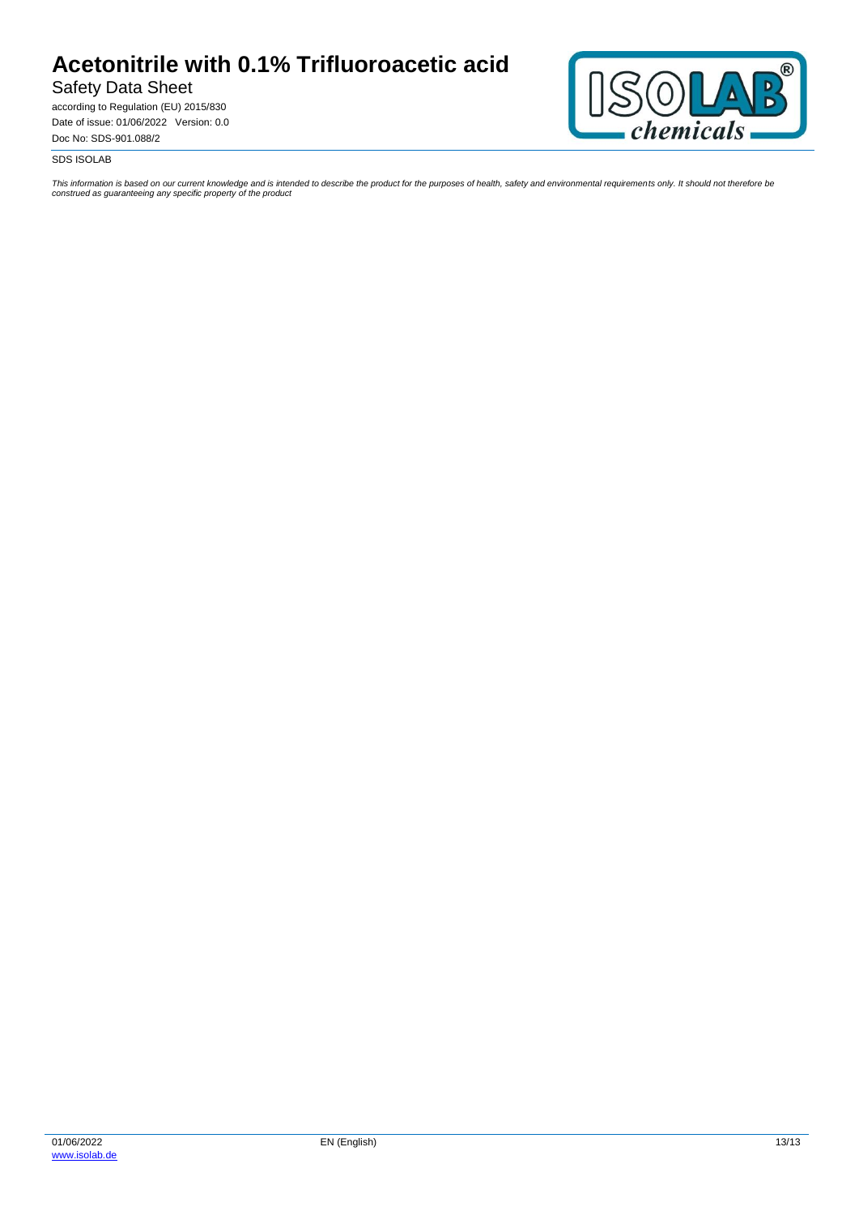*This information is based on our current knowledge and is intended to describe the product for the purposes of health, safety and environmental requirements only. It should not therefore be construed as guaranteeing any specific property of the product*